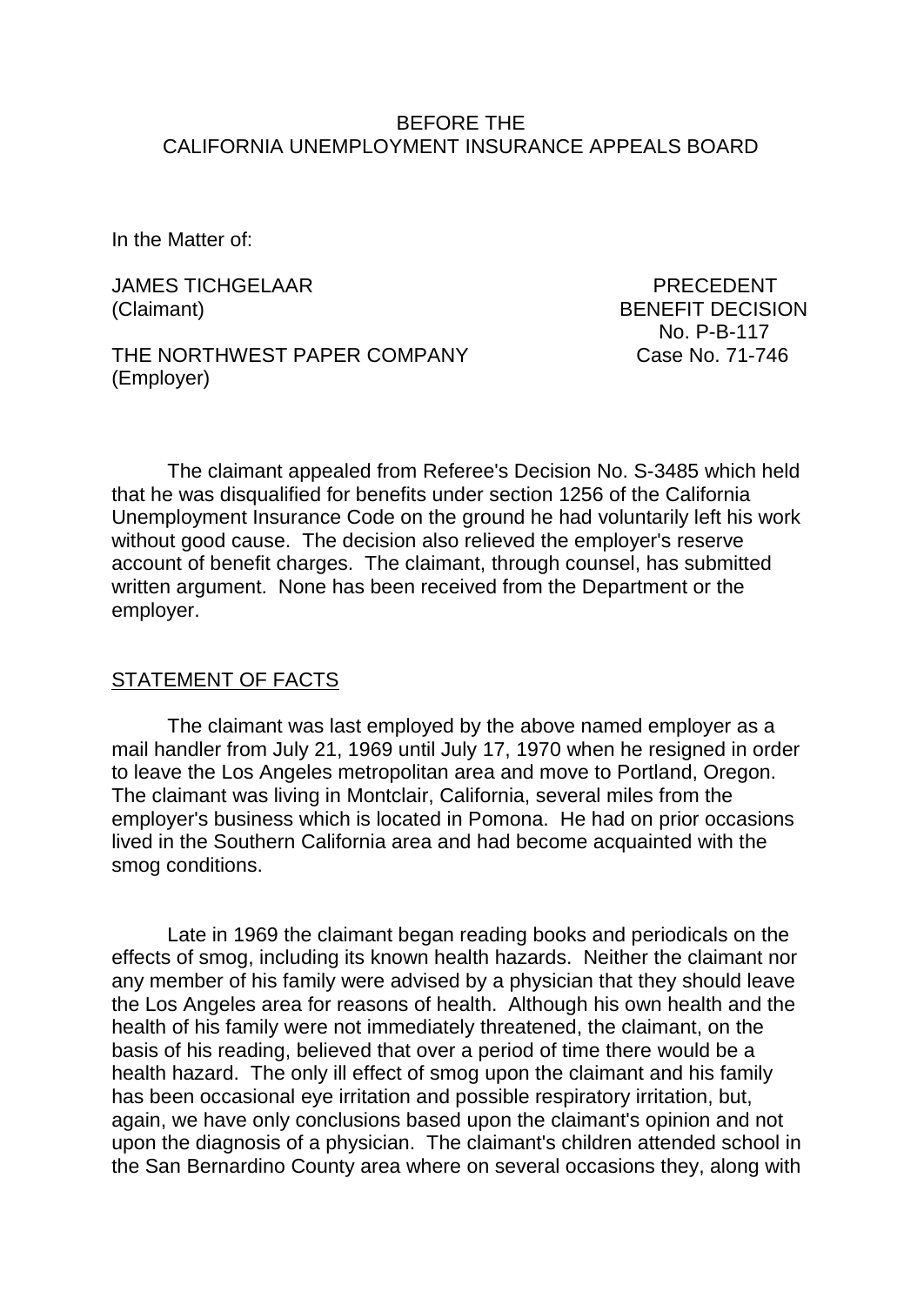BEFORE THE
CALIFORNIA UNEMPLOYMENT INSURANCE APPEALS BOARD

In the Matter of:

JAMES TICHGELAAR (Claimant)

THE NORTHWEST PAPER COMPANY (Employer)

PRECEDENT BENEFIT DECISION
No. P-B-117
Case No. 71-746

The claimant appealed from Referee's Decision No. S-3485 which held that he was disqualified for benefits under section 1256 of the California Unemployment Insurance Code on the ground he had voluntarily left his work without good cause. The decision also relieved the employer's reserve account of benefit charges. The claimant, through counsel, has submitted written argument. None has been received from the Department or the employer.

## STATEMENT OF FACTS

The claimant was last employed by the above named employer as a mail handler from July 21, 1969 until July 17, 1970 when he resigned in order to leave the Los Angeles metropolitan area and move to Portland, Oregon. The claimant was living in Montclair, California, several miles from the employer's business which is located in Pomona. He had on prior occasions lived in the Southern California area and had become acquainted with the smog conditions.

Late in 1969 the claimant began reading books and periodicals on the effects of smog, including its known health hazards. Neither the claimant nor any member of his family were advised by a physician that they should leave the Los Angeles area for reasons of health. Although his own health and the health of his family were not immediately threatened, the claimant, on the basis of his reading, believed that over a period of time there would be a health hazard. The only ill effect of smog upon the claimant and his family has been occasional eye irritation and possible respiratory irritation, but, again, we have only conclusions based upon the claimant's opinion and not upon the diagnosis of a physician. The claimant's children attended school in the San Bernardino County area where on several occasions they, along with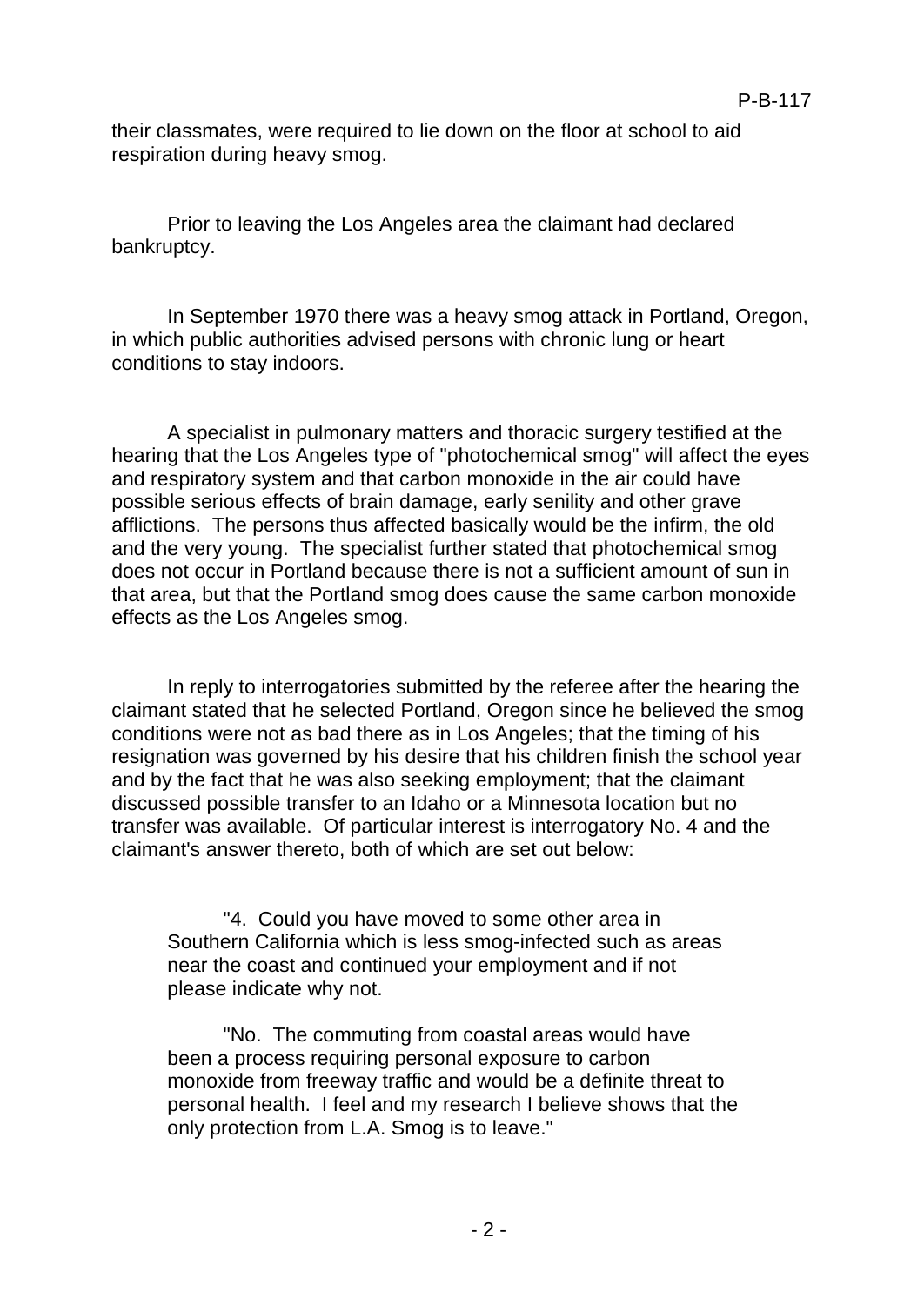their classmates, were required to lie down on the floor at school to aid respiration during heavy smog.

Prior to leaving the Los Angeles area the claimant had declared bankruptcy.

In September 1970 there was a heavy smog attack in Portland, Oregon, in which public authorities advised persons with chronic lung or heart conditions to stay indoors.

A specialist in pulmonary matters and thoracic surgery testified at the hearing that the Los Angeles type of "photochemical smog" will affect the eyes and respiratory system and that carbon monoxide in the air could have possible serious effects of brain damage, early senility and other grave afflictions. The persons thus affected basically would be the infirm, the old and the very young. The specialist further stated that photochemical smog does not occur in Portland because there is not a sufficient amount of sun in that area, but that the Portland smog does cause the same carbon monoxide effects as the Los Angeles smog.

In reply to interrogatories submitted by the referee after the hearing the claimant stated that he selected Portland, Oregon since he believed the smog conditions were not as bad there as in Los Angeles; that the timing of his resignation was governed by his desire that his children finish the school year and by the fact that he was also seeking employment; that the claimant discussed possible transfer to an Idaho or a Minnesota location but no transfer was available. Of particular interest is interrogatory No. 4 and the claimant's answer thereto, both of which are set out below:

> "4. Could you have moved to some other area in Southern California which is less smog-infected such as areas near the coast and continued your employment and if not please indicate why not.
>
> "No. The commuting from coastal areas would have been a process requiring personal exposure to carbon monoxide from freeway traffic and would be a definite threat to personal health. I feel and my research I believe shows that the only protection from L.A. Smog is to leave."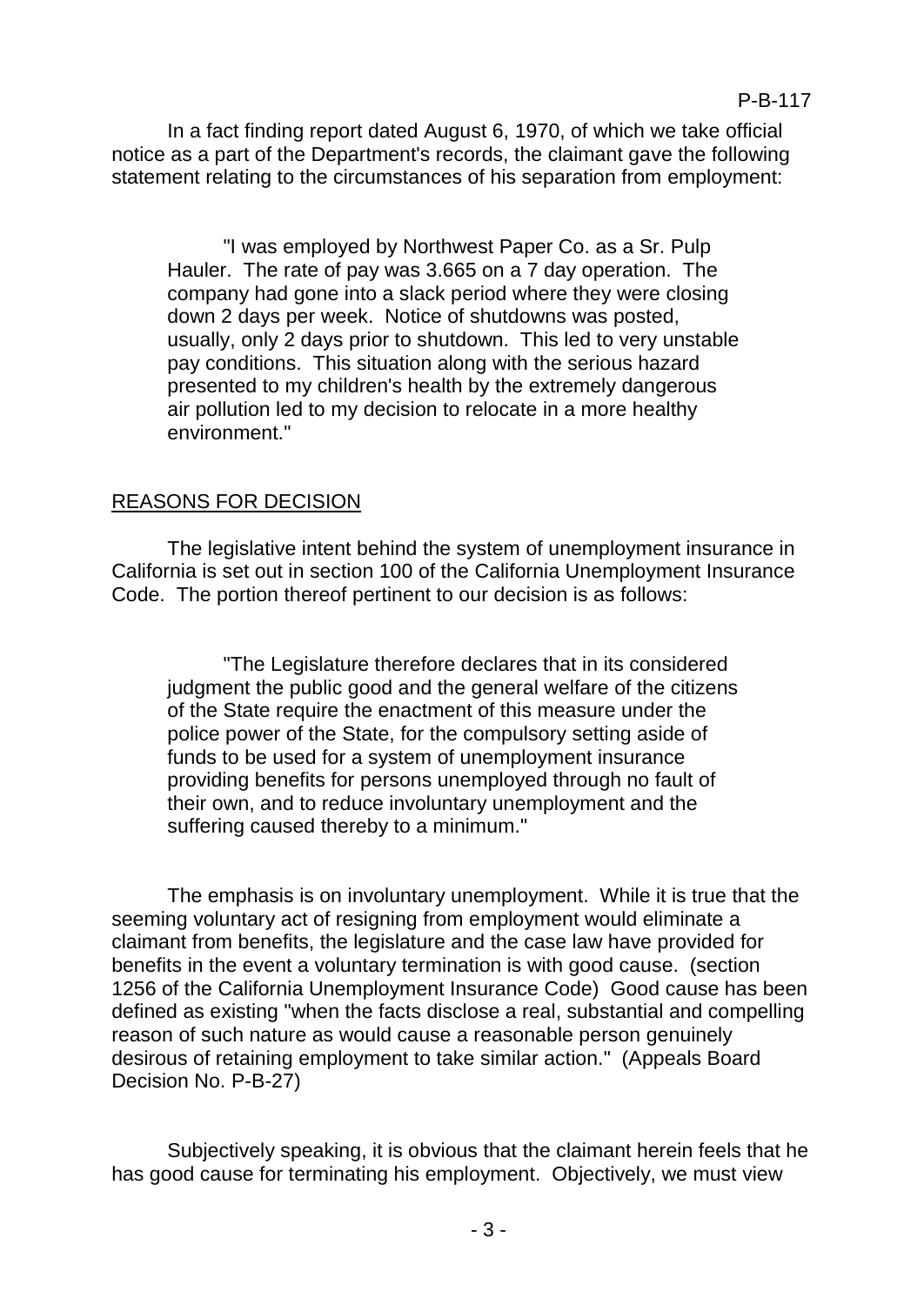In a fact finding report dated August 6, 1970, of which we take official notice as a part of the Department's records, the claimant gave the following statement relating to the circumstances of his separation from employment:

> "I was employed by Northwest Paper Co. as a Sr. Pulp Hauler. The rate of pay was 3.665 on a 7 day operation. The company had gone into a slack period where they were closing down 2 days per week. Notice of shutdowns was posted, usually, only 2 days prior to shutdown. This led to very unstable pay conditions. This situation along with the serious hazard presented to my children's health by the extremely dangerous air pollution led to my decision to relocate in a more healthy environment."

## REASONS FOR DECISION

The legislative intent behind the system of unemployment insurance in California is set out in section 100 of the California Unemployment Insurance Code. The portion thereof pertinent to our decision is as follows:

> "The Legislature therefore declares that in its considered judgment the public good and the general welfare of the citizens of the State require the enactment of this measure under the police power of the State, for the compulsory setting aside of funds to be used for a system of unemployment insurance providing benefits for persons unemployed through no fault of their own, and to reduce involuntary unemployment and the suffering caused thereby to a minimum."

The emphasis is on involuntary unemployment. While it is true that the seeming voluntary act of resigning from employment would eliminate a claimant from benefits, the legislature and the case law have provided for benefits in the event a voluntary termination is with good cause. (section 1256 of the California Unemployment Insurance Code) Good cause has been defined as existing "when the facts disclose a real, substantial and compelling reason of such nature as would cause a reasonable person genuinely desirous of retaining employment to take similar action." (Appeals Board Decision No. P-B-27)

Subjectively speaking, it is obvious that the claimant herein feels that he has good cause for terminating his employment. Objectively, we must view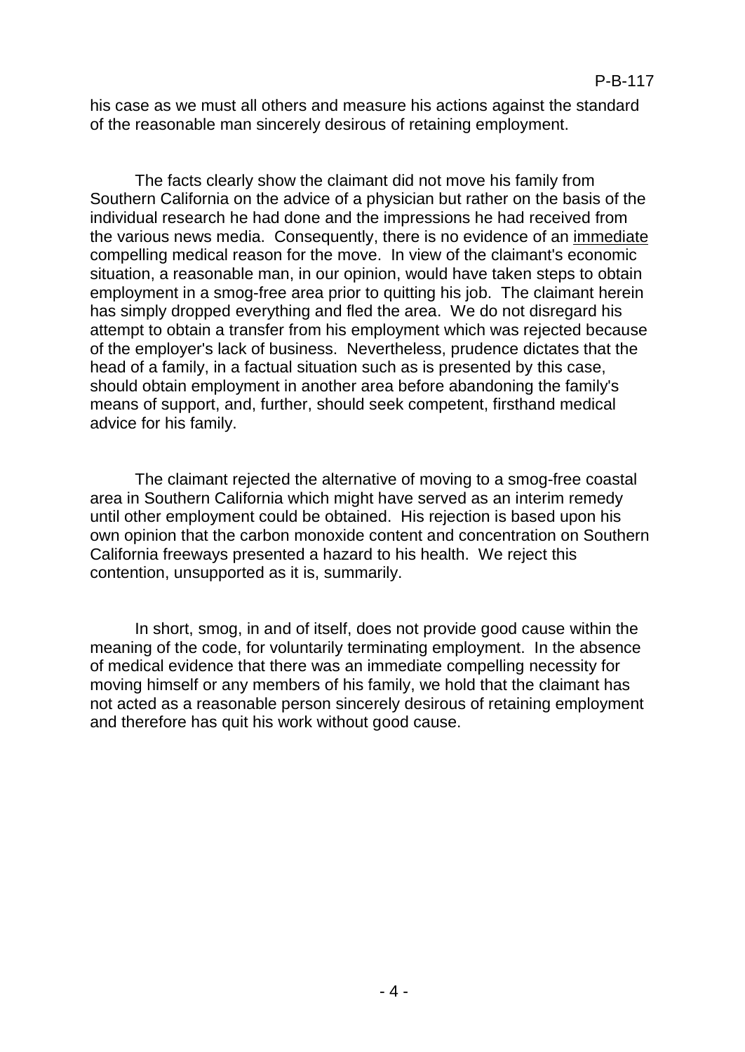his case as we must all others and measure his actions against the standard of the reasonable man sincerely desirous of retaining employment.

The facts clearly show the claimant did not move his family from Southern California on the advice of a physician but rather on the basis of the individual research he had done and the impressions he had received from the various news media. Consequently, there is no evidence of an immediate compelling medical reason for the move. In view of the claimant's economic situation, a reasonable man, in our opinion, would have taken steps to obtain employment in a smog-free area prior to quitting his job. The claimant herein has simply dropped everything and fled the area. We do not disregard his attempt to obtain a transfer from his employment which was rejected because of the employer's lack of business. Nevertheless, prudence dictates that the head of a family, in a factual situation such as is presented by this case, should obtain employment in another area before abandoning the family's means of support, and, further, should seek competent, firsthand medical advice for his family.

The claimant rejected the alternative of moving to a smog-free coastal area in Southern California which might have served as an interim remedy until other employment could be obtained. His rejection is based upon his own opinion that the carbon monoxide content and concentration on Southern California freeways presented a hazard to his health. We reject this contention, unsupported as it is, summarily.

In short, smog, in and of itself, does not provide good cause within the meaning of the code, for voluntarily terminating employment. In the absence of medical evidence that there was an immediate compelling necessity for moving himself or any members of his family, we hold that the claimant has not acted as a reasonable person sincerely desirous of retaining employment and therefore has quit his work without good cause.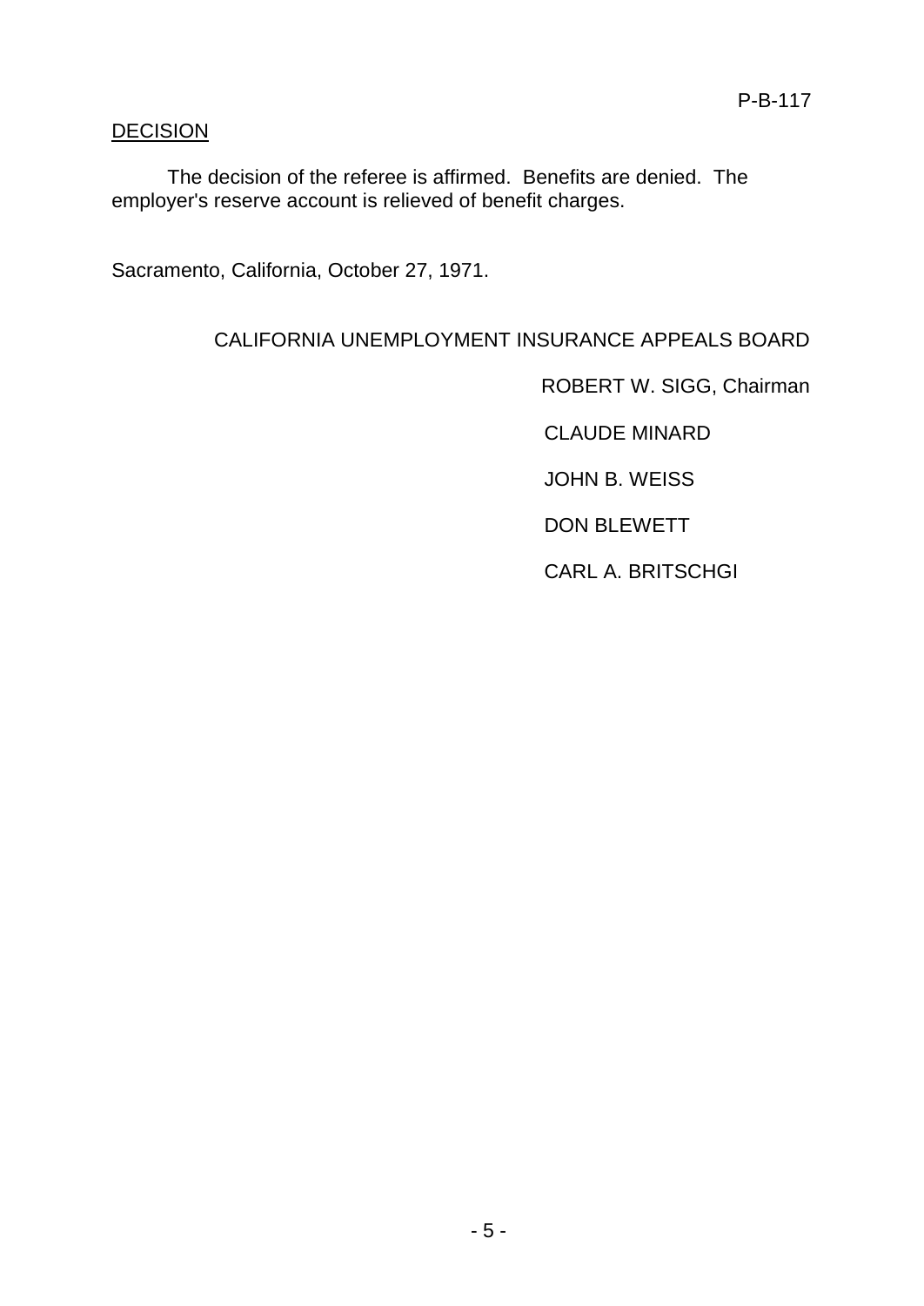## DECISION

The decision of the referee is affirmed. Benefits are denied. The employer's reserve account is relieved of benefit charges.

Sacramento, California, October 27, 1971.

CALIFORNIA UNEMPLOYMENT INSURANCE APPEALS BOARD

ROBERT W. SIGG, Chairman

CLAUDE MINARD

JOHN B. WEISS

DON BLEWETT

CARL A. BRITSCHGI